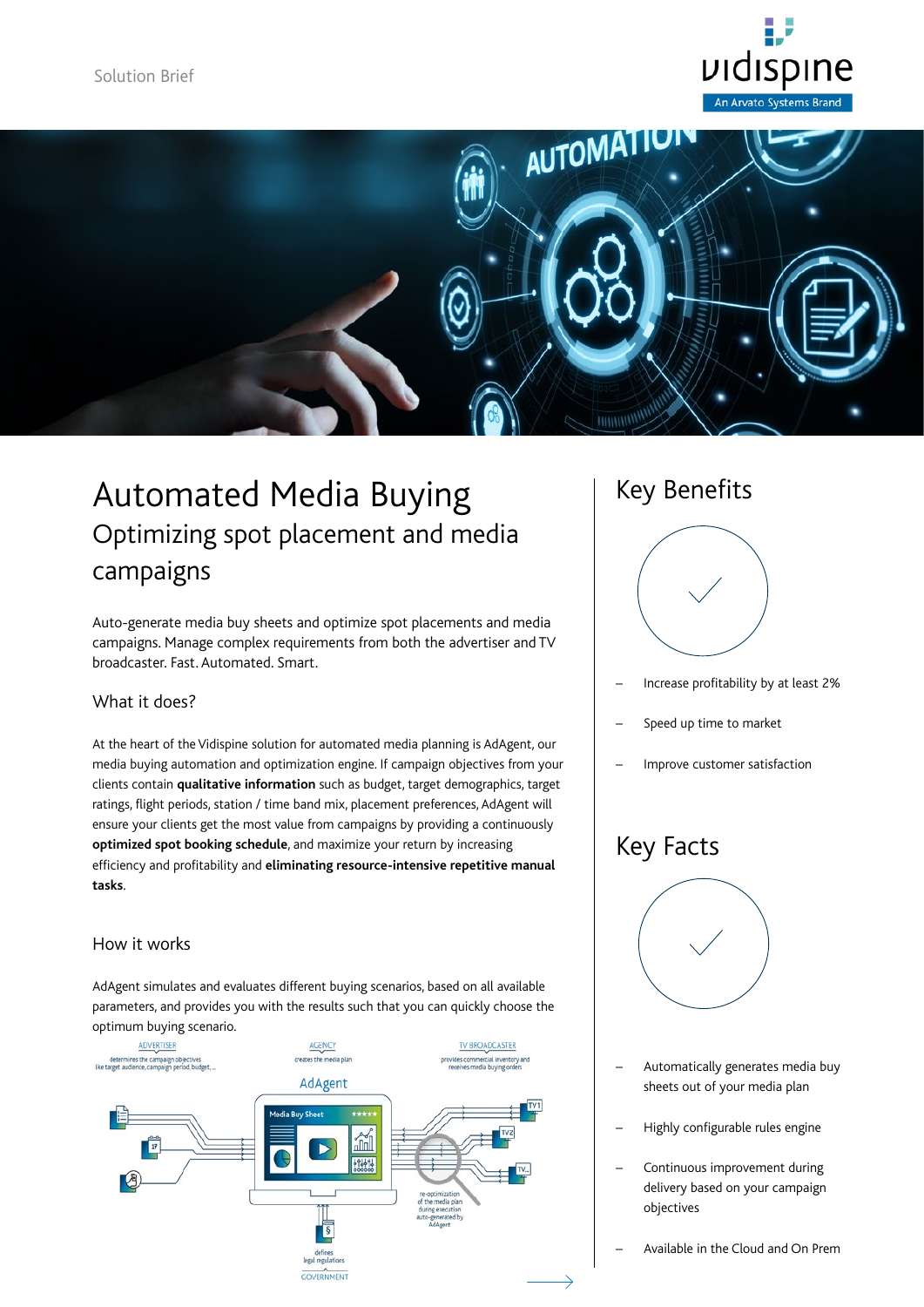Solution Brief

# Automated Media Buying

## Optimizing spot placement and media campaigns

Auto-generate media buy sheets and optimize spot placements and media campaigns. Manage complex requirements from both the advertiser and TV broadcaster. Fast. Automated. Smart.

### What it does?

At the heart of the Vidispine solution for automated media planning is AdAgent, our media buying automation and optimization engine. If campaign objectives from your clients contain **qualitative information** such as budget, target demographics, target ratings, flight periods, station / time band mix, placement preferences, AdAgent will ensure your clients get the most value from campaigns by providing a continuously **optimized spot booking schedule**, and maximize your return by increasing efficiency and profitability and **eliminating resource-intensive repetitive manual tasks**.

### How it works

AdAgent simulates and evaluates different buying scenarios, based on all available parameters, and provides you with the results such that you can quickly choose the optimum buying scenario.

ADVERTISER
determines the campaign objectives like target audience, campaign period, budget,...

AGENCY
creates the media plan

TV BROADCASTER
provides commercial inventory and receives media buying orders

AdAgent

Media Buy Sheet

re-optimization of the media plan during execution auto-generated by AdAgent

defines legal regulations
GOVERNMENT

## Key Benefits

- Increase profitability by at least 2%
- Speed up time to market
- Improve customer satisfaction

## Key Facts

- Automatically generates media buy sheets out of your media plan
- Highly configurable rules engine
- Continuous improvement during delivery based on your campaign objectives
- Available in the Cloud and On Prem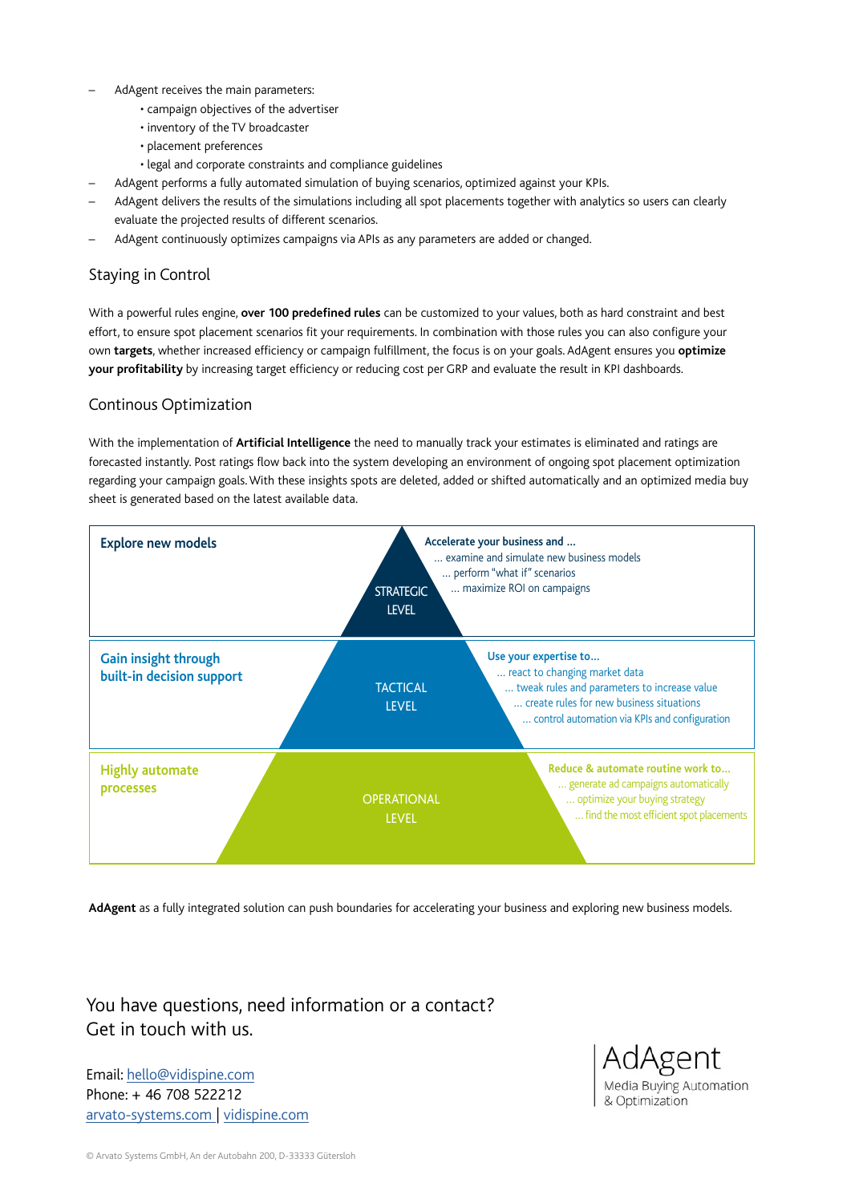- AdAgent receives the main parameters:
  - campaign objectives of the advertiser
  - inventory of the TV broadcaster
  - placement preferences
  - legal and corporate constraints and compliance guidelines
- AdAgent performs a fully automated simulation of buying scenarios, optimized against your KPIs.
- AdAgent delivers the results of the simulations including all spot placements together with analytics so users can clearly evaluate the projected results of different scenarios.
- AdAgent continuously optimizes campaigns via APIs as any parameters are added or changed.

## Staying in Control

With a powerful rules engine, **over 100 predefined rules** can be customized to your values, both as hard constraint and best effort, to ensure spot placement scenarios fit your requirements. In combination with those rules you can also configure your own **targets**, whether increased efficiency or campaign fulfillment, the focus is on your goals. AdAgent ensures you **optimize your profitability** by increasing target efficiency or reducing cost per GRP and evaluate the result in KPI dashboards.

## Continous Optimization

With the implementation of **Artificial Intelligence** the need to manually track your estimates is eliminated and ratings are forecasted instantly. Post ratings flow back into the system developing an environment of ongoing spot placement optimization regarding your campaign goals. With these insights spots are deleted, added or shifted automatically and an optimized media buy sheet is generated based on the latest available data.

**Explore new models**

STRATEGIC LEVEL

**Accelerate your business and ...**
... examine and simulate new business models
... perform "what if" scenarios
... maximize ROI on campaigns

**Gain insight through built-in decision support**

TACTICAL LEVEL

**Use your expertise to...**
... react to changing market data
... tweak rules and parameters to increase value
... create rules for new business situations
... control automation via KPIs and configuration

**Highly automate processes**

OPERATIONAL LEVEL

**Reduce & automate routine work to...**
... generate ad campaigns automatically
... optimize your buying strategy
... find the most efficient spot placements

**AdAgent** as a fully integrated solution can push boundaries for accelerating your business and exploring new business models.

You have questions, need information or a contact?
Get in touch with us.

Email: hello@vidispine.com
Phone: + 46 708 522212
arvato-systems.com | vidispine.com

AdAgent
Media Buying Automation & Optimization

© Arvato Systems GmbH, An der Autobahn 200, D-33333 Gütersloh